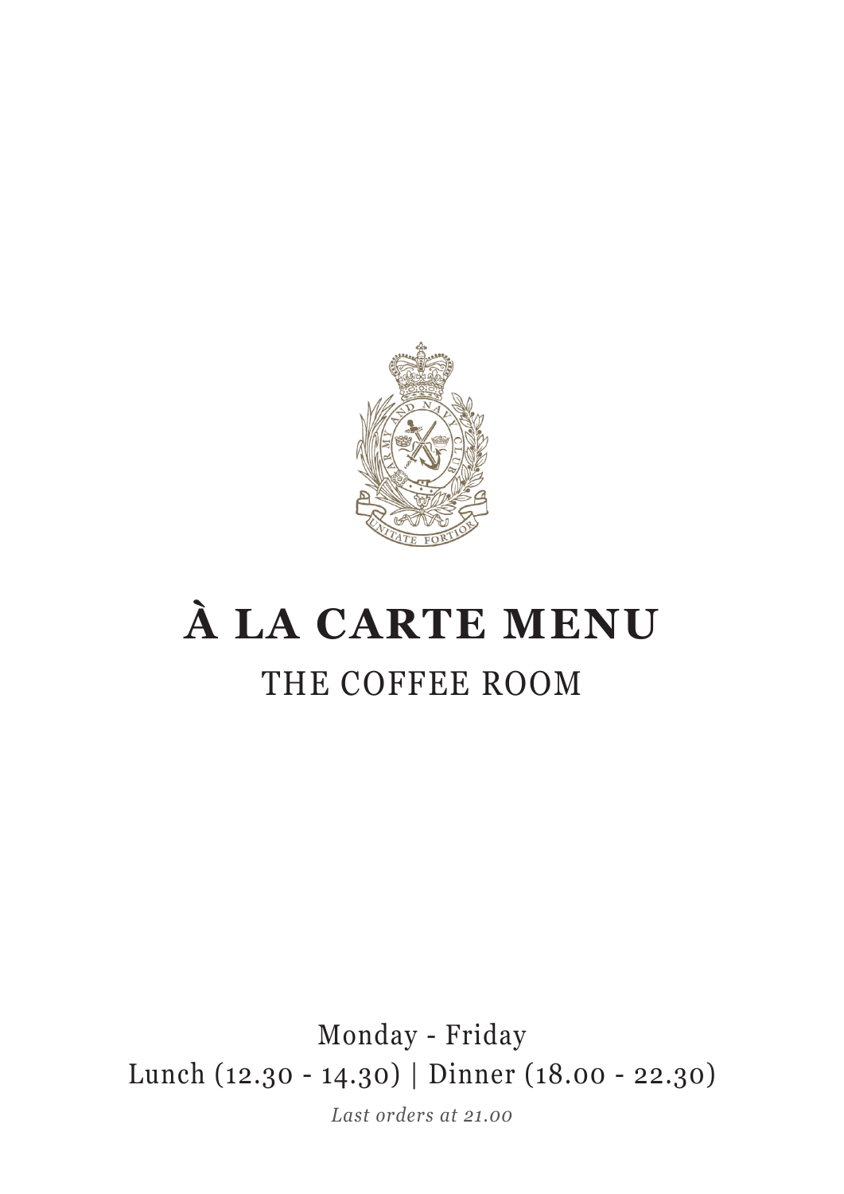# À LA CARTE MENU

## THE COFFEE ROOM

Monday - Friday

Lunch (12.30 - 14.30) | Dinner (18.00 - 22.30)

*Last orders at 21.00*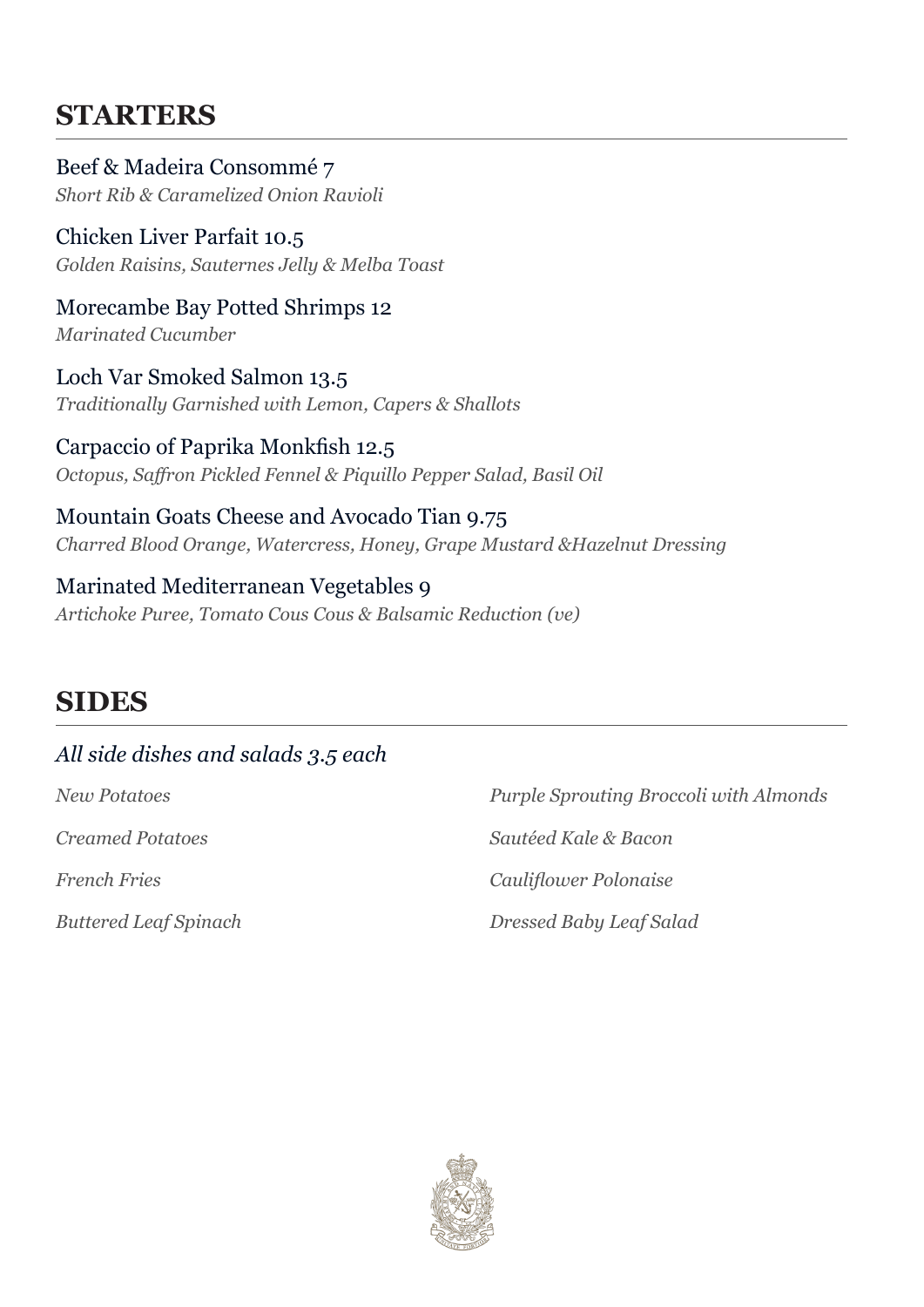## STARTERS

Beef & Madeira Consommé 7
*Short Rib & Caramelized Onion Ravioli*

Chicken Liver Parfait 10.5
*Golden Raisins, Sauternes Jelly & Melba Toast*

Morecambe Bay Potted Shrimps 12
*Marinated Cucumber*

Loch Var Smoked Salmon 13.5
*Traditionally Garnished with Lemon, Capers & Shallots*

Carpaccio of Paprika Monkfish 12.5
*Octopus, Saffron Pickled Fennel & Piquillo Pepper Salad, Basil Oil*

Mountain Goats Cheese and Avocado Tian 9.75
*Charred Blood Orange, Watercress, Honey, Grape Mustard &Hazelnut Dressing*

Marinated Mediterranean Vegetables 9
*Artichoke Puree, Tomato Cous Cous & Balsamic Reduction (ve)*

## SIDES

*All side dishes and salads 3.5 each*

*New Potatoes*

*Creamed Potatoes*

*French Fries*

*Buttered Leaf Spinach*

*Purple Sprouting Broccoli with Almonds*

*Sautéed Kale & Bacon*

*Cauliflower Polonaise*

*Dressed Baby Leaf Salad*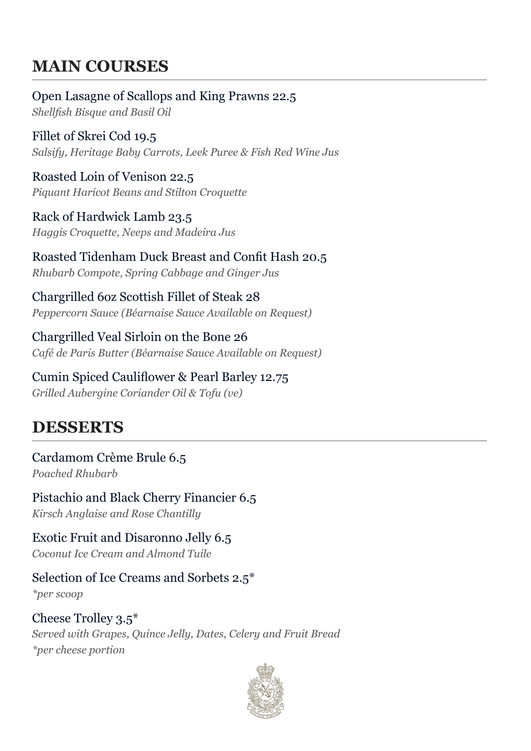## MAIN COURSES

Open Lasagne of Scallops and King Prawns 22.5
*Shellfish Bisque and Basil Oil*

Fillet of Skrei Cod 19.5
*Salsify, Heritage Baby Carrots, Leek Puree & Fish Red Wine Jus*

Roasted Loin of Venison 22.5
*Piquant Haricot Beans and Stilton Croquette*

Rack of Hardwick Lamb 23.5
*Haggis Croquette, Neeps and Madeira Jus*

Roasted Tidenham Duck Breast and Confit Hash 20.5
*Rhubarb Compote, Spring Cabbage and Ginger Jus*

Chargrilled 6oz Scottish Fillet of Steak 28
*Peppercorn Sauce (Béarnaise Sauce Available on Request)*

Chargrilled Veal Sirloin on the Bone 26
*Café de Paris Butter (Béarnaise Sauce Available on Request)*

Cumin Spiced Cauliflower & Pearl Barley 12.75
*Grilled Aubergine Coriander Oil & Tofu (ve)*

## DESSERTS

Cardamom Crème Brule 6.5
*Poached Rhubarb*

Pistachio and Black Cherry Financier 6.5
*Kirsch Anglaise and Rose Chantilly*

Exotic Fruit and Disaronno Jelly 6.5
*Coconut Ice Cream and Almond Tuile*

Selection of Ice Creams and Sorbets 2.5*
*\*per scoop*

Cheese Trolley 3.5*
*Served with Grapes, Quince Jelly, Dates, Celery and Fruit Bread*
*\*per cheese portion*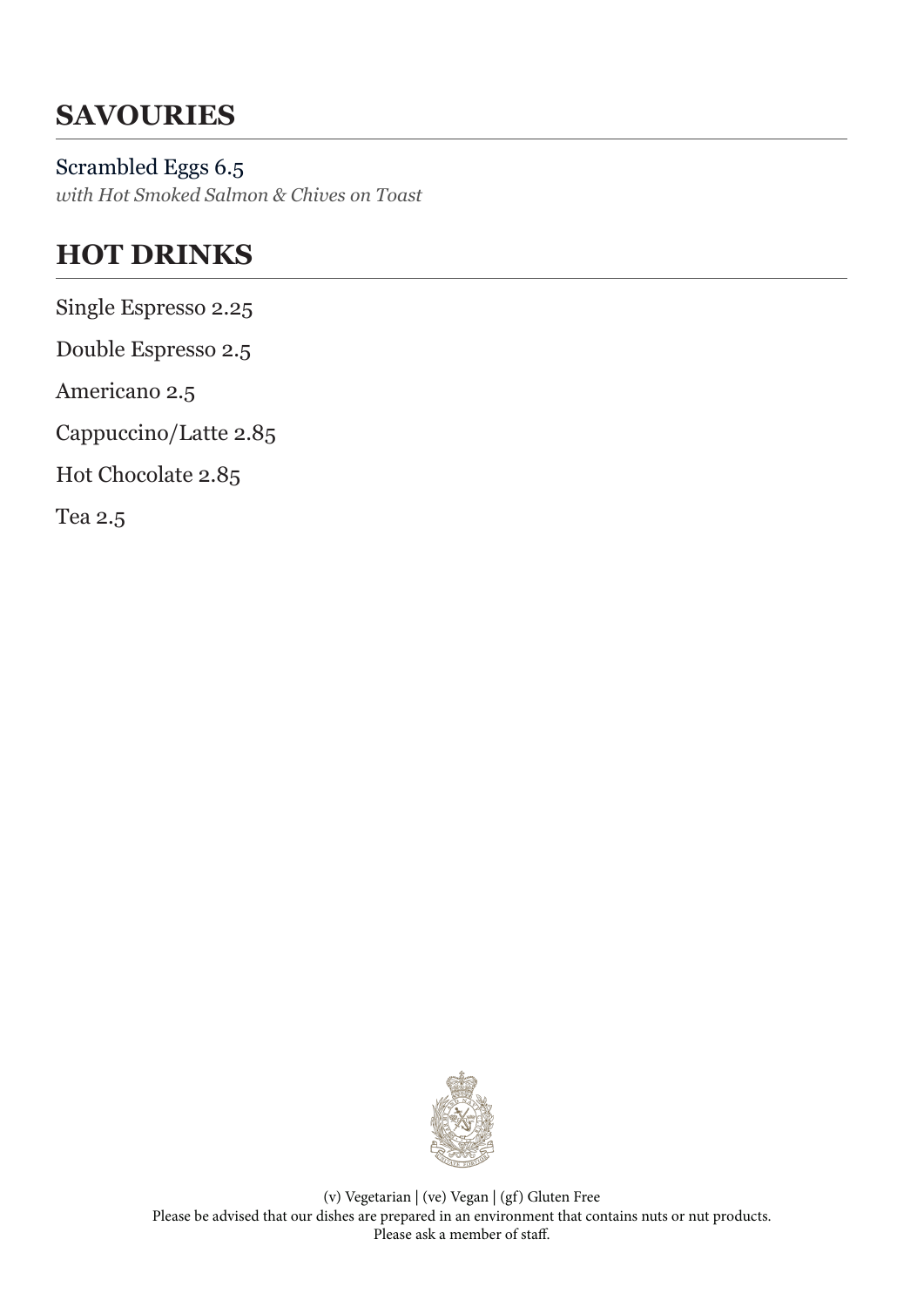## SAVOURIES

Scrambled Eggs 6.5
*with Hot Smoked Salmon & Chives on Toast*

## HOT DRINKS

Single Espresso 2.25

Double Espresso 2.5

Americano 2.5

Cappuccino/Latte 2.85

Hot Chocolate 2.85

Tea 2.5

(v) Vegetarian | (ve) Vegan | (gf) Gluten Free
Please be advised that our dishes are prepared in an environment that contains nuts or nut products.
Please ask a member of staff.